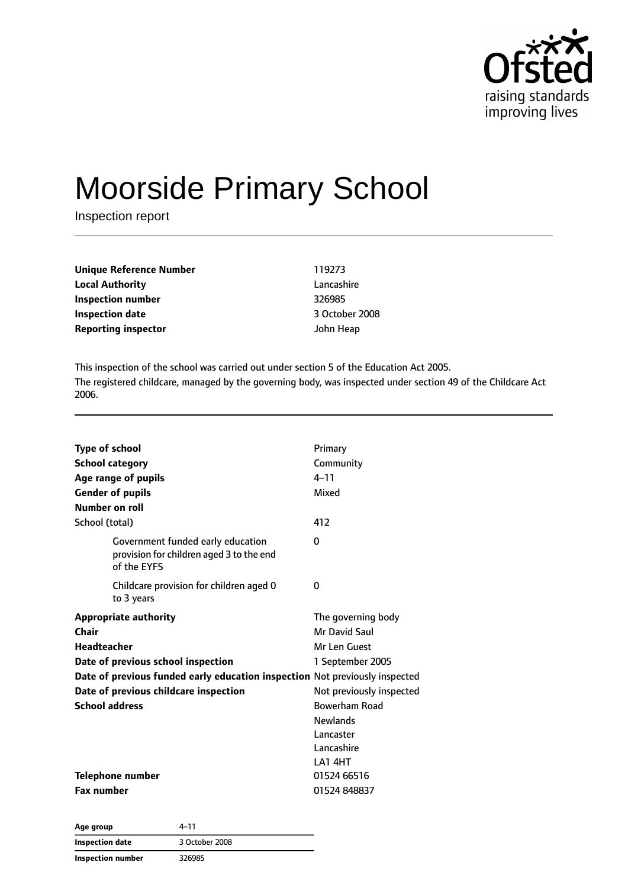# Moorside Primary School

Inspection report

| | |
|---|---|
| **Unique Reference Number** | 119273 |
| **Local Authority** | Lancashire |
| **Inspection number** | 326985 |
| **Inspection date** | 3 October 2008 |
| **Reporting inspector** | John Heap |

This inspection of the school was carried out under section 5 of the Education Act 2005.

The registered childcare, managed by the governing body, was inspected under section 49 of the Childcare Act 2006.

| | |
|---|---|
| **Type of school** | Primary |
| **School category** | Community |
| **Age range of pupils** | 4–11 |
| **Gender of pupils** | Mixed |
| **Number on roll** | |
| School (total) | 412 |
| Government funded early education provision for children aged 3 to the end of the EYFS | 0 |
| Childcare provision for children aged 0 to 3 years | 0 |
| **Appropriate authority** | The governing body |
| **Chair** | Mr David Saul |
| **Headteacher** | Mr Len Guest |
| **Date of previous school inspection** | 1 September 2005 |
| **Date of previous funded early education inspection** | Not previously inspected |
| **Date of previous childcare inspection** | Not previously inspected |
| **School address** | Bowerham Road<br>Newlands<br>Lancaster<br>Lancashire<br>LA1 4HT |
| **Telephone number** | 01524 66516 |
| **Fax number** | 01524 848837 |

| | |
|---|---|
| **Age group** | 4–11 |
| **Inspection date** | 3 October 2008 |
| **Inspection number** | 326985 |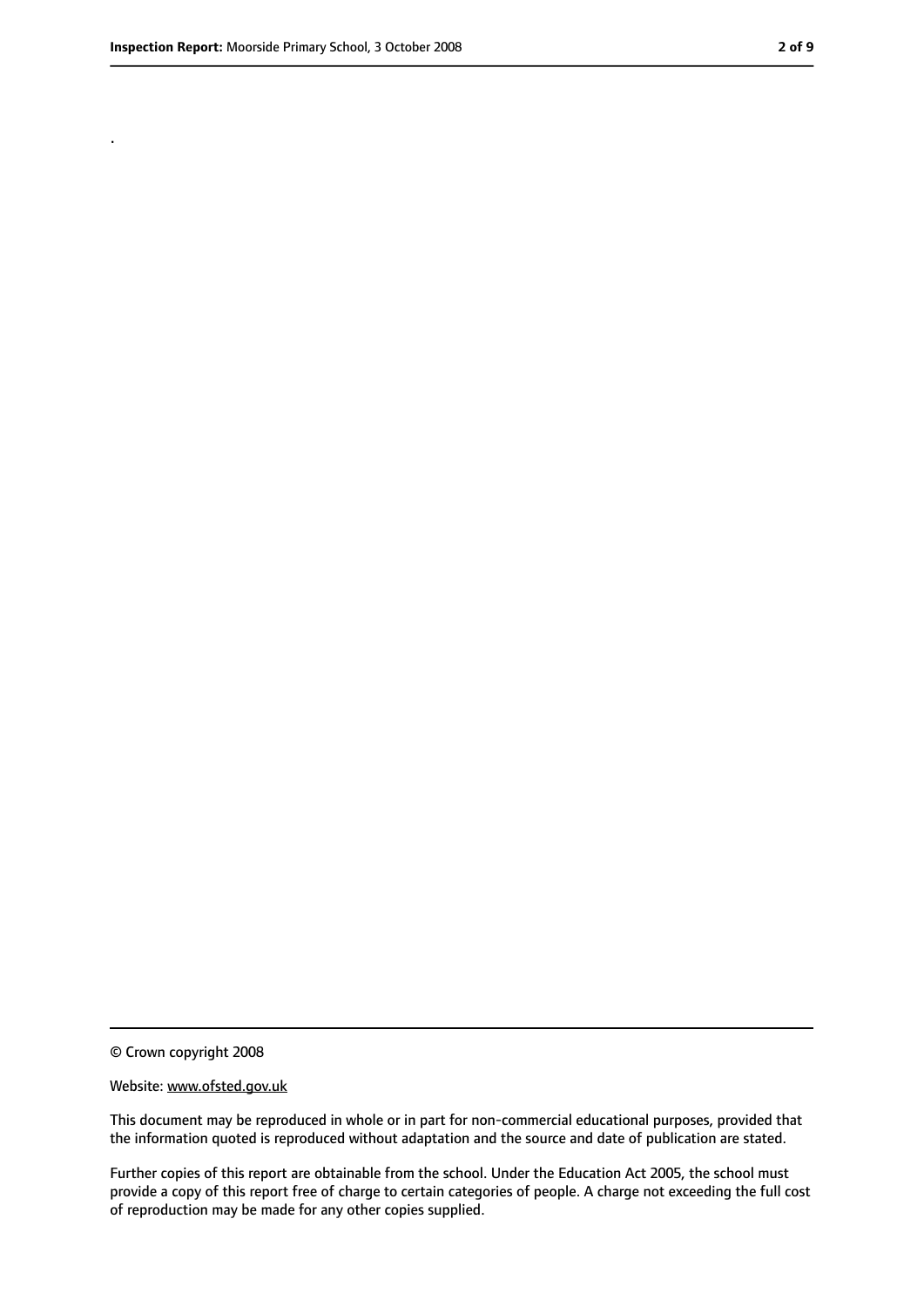.

© Crown copyright 2008

Website: www.ofsted.gov.uk

This document may be reproduced in whole or in part for non-commercial educational purposes, provided that the information quoted is reproduced without adaptation and the source and date of publication are stated.

Further copies of this report are obtainable from the school. Under the Education Act 2005, the school must provide a copy of this report free of charge to certain categories of people. A charge not exceeding the full cost of reproduction may be made for any other copies supplied.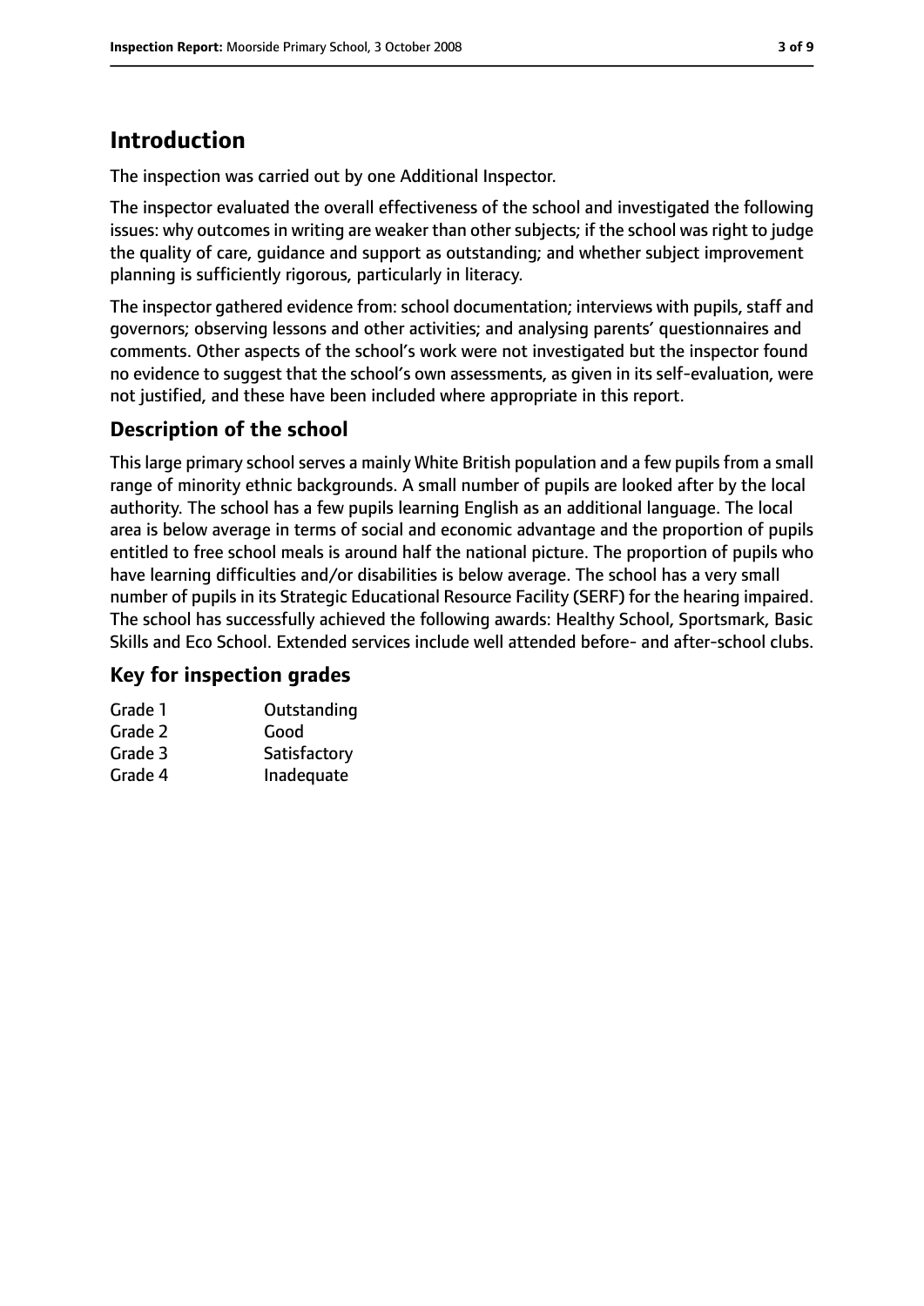## Introduction

The inspection was carried out by one Additional Inspector.

The inspector evaluated the overall effectiveness of the school and investigated the following issues: why outcomes in writing are weaker than other subjects; if the school was right to judge the quality of care, guidance and support as outstanding; and whether subject improvement planning is sufficiently rigorous, particularly in literacy.

The inspector gathered evidence from: school documentation; interviews with pupils, staff and governors; observing lessons and other activities; and analysing parents' questionnaires and comments. Other aspects of the school's work were not investigated but the inspector found no evidence to suggest that the school's own assessments, as given in its self-evaluation, were not justified, and these have been included where appropriate in this report.

### Description of the school

This large primary school serves a mainly White British population and a few pupils from a small range of minority ethnic backgrounds. A small number of pupils are looked after by the local authority. The school has a few pupils learning English as an additional language. The local area is below average in terms of social and economic advantage and the proportion of pupils entitled to free school meals is around half the national picture. The proportion of pupils who have learning difficulties and/or disabilities is below average. The school has a very small number of pupils in its Strategic Educational Resource Facility (SERF) for the hearing impaired. The school has successfully achieved the following awards: Healthy School, Sportsmark, Basic Skills and Eco School. Extended services include well attended before- and after-school clubs.

### Key for inspection grades

| | |
|---|---|
| Grade 1 | Outstanding |
| Grade 2 | Good |
| Grade 3 | Satisfactory |
| Grade 4 | Inadequate |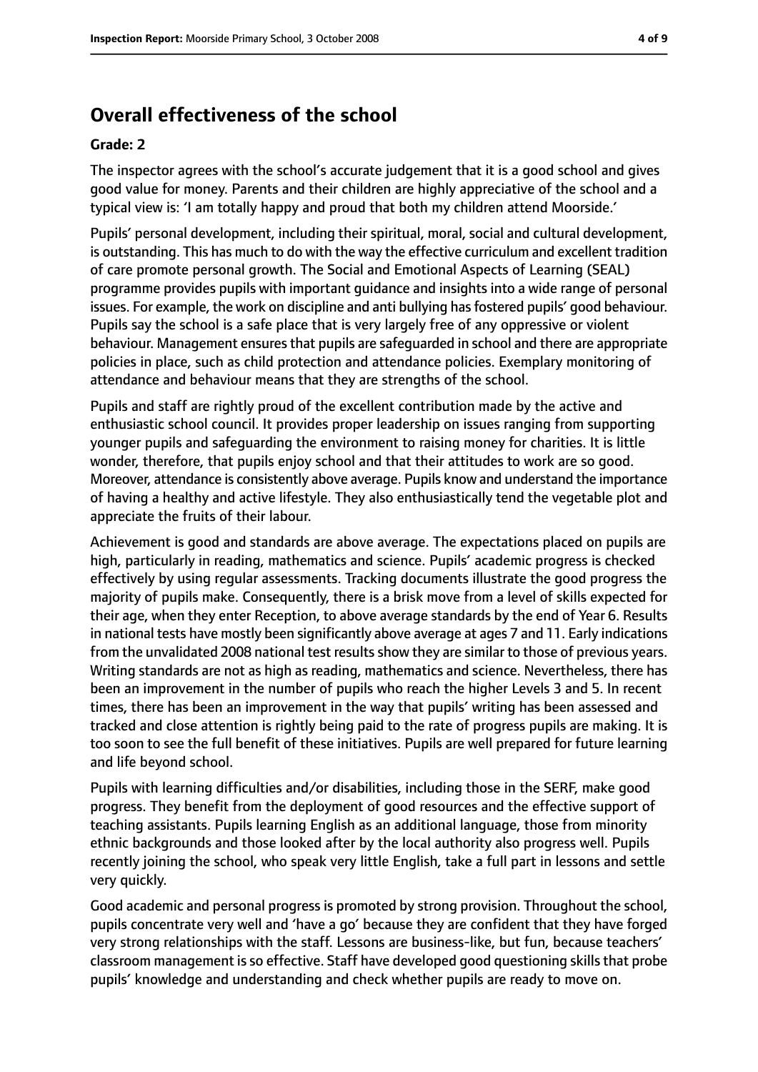## Overall effectiveness of the school

**Grade: 2**

The inspector agrees with the school's accurate judgement that it is a good school and gives good value for money. Parents and their children are highly appreciative of the school and a typical view is: 'I am totally happy and proud that both my children attend Moorside.'

Pupils' personal development, including their spiritual, moral, social and cultural development, is outstanding. This has much to do with the way the effective curriculum and excellent tradition of care promote personal growth. The Social and Emotional Aspects of Learning (SEAL) programme provides pupils with important guidance and insights into a wide range of personal issues. For example, the work on discipline and anti bullying has fostered pupils' good behaviour. Pupils say the school is a safe place that is very largely free of any oppressive or violent behaviour. Management ensures that pupils are safeguarded in school and there are appropriate policies in place, such as child protection and attendance policies. Exemplary monitoring of attendance and behaviour means that they are strengths of the school.

Pupils and staff are rightly proud of the excellent contribution made by the active and enthusiastic school council. It provides proper leadership on issues ranging from supporting younger pupils and safeguarding the environment to raising money for charities. It is little wonder, therefore, that pupils enjoy school and that their attitudes to work are so good. Moreover, attendance is consistently above average. Pupils know and understand the importance of having a healthy and active lifestyle. They also enthusiastically tend the vegetable plot and appreciate the fruits of their labour.

Achievement is good and standards are above average. The expectations placed on pupils are high, particularly in reading, mathematics and science. Pupils' academic progress is checked effectively by using regular assessments. Tracking documents illustrate the good progress the majority of pupils make. Consequently, there is a brisk move from a level of skills expected for their age, when they enter Reception, to above average standards by the end of Year 6. Results in national tests have mostly been significantly above average at ages 7 and 11. Early indications from the unvalidated 2008 national test results show they are similar to those of previous years. Writing standards are not as high as reading, mathematics and science. Nevertheless, there has been an improvement in the number of pupils who reach the higher Levels 3 and 5. In recent times, there has been an improvement in the way that pupils' writing has been assessed and tracked and close attention is rightly being paid to the rate of progress pupils are making. It is too soon to see the full benefit of these initiatives. Pupils are well prepared for future learning and life beyond school.

Pupils with learning difficulties and/or disabilities, including those in the SERF, make good progress. They benefit from the deployment of good resources and the effective support of teaching assistants. Pupils learning English as an additional language, those from minority ethnic backgrounds and those looked after by the local authority also progress well. Pupils recently joining the school, who speak very little English, take a full part in lessons and settle very quickly.

Good academic and personal progress is promoted by strong provision. Throughout the school, pupils concentrate very well and 'have a go' because they are confident that they have forged very strong relationships with the staff. Lessons are business-like, but fun, because teachers' classroom management is so effective. Staff have developed good questioning skills that probe pupils' knowledge and understanding and check whether pupils are ready to move on.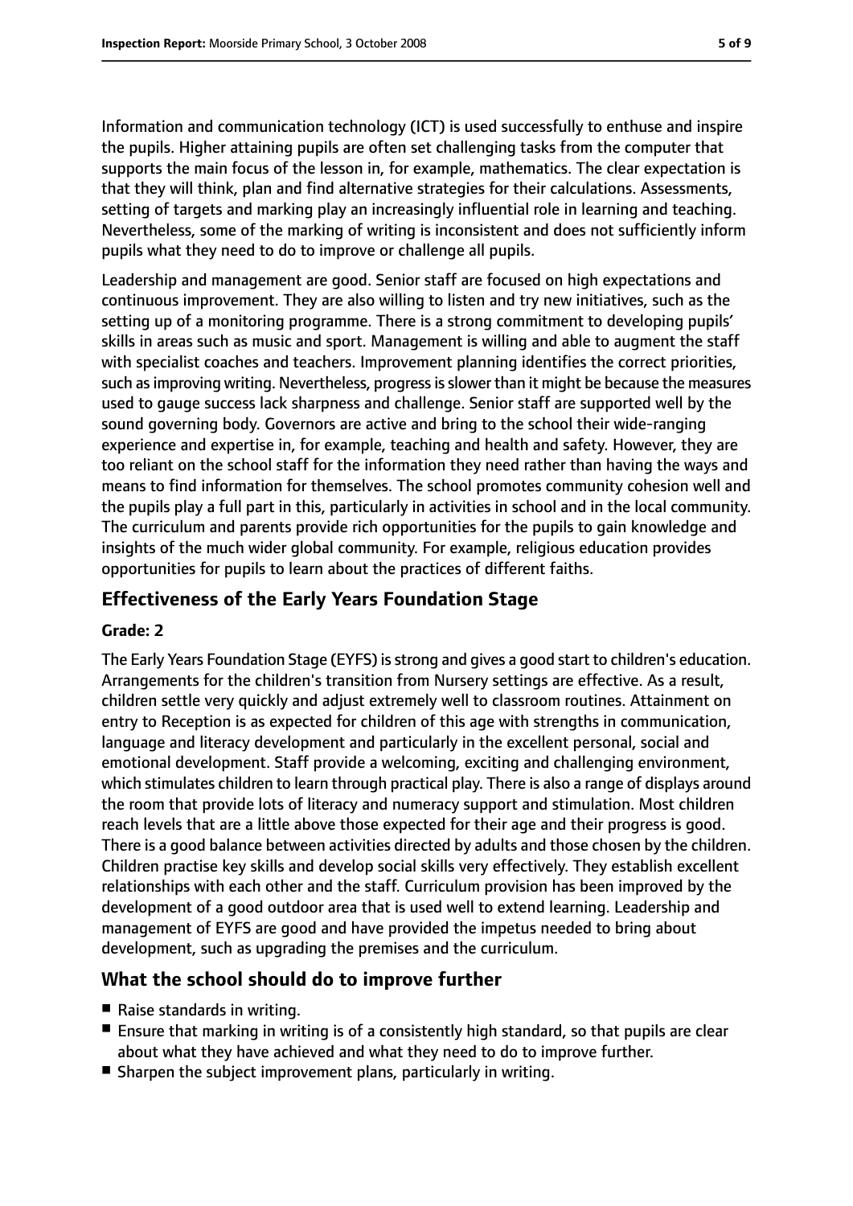Information and communication technology (ICT) is used successfully to enthuse and inspire the pupils. Higher attaining pupils are often set challenging tasks from the computer that supports the main focus of the lesson in, for example, mathematics. The clear expectation is that they will think, plan and find alternative strategies for their calculations. Assessments, setting of targets and marking play an increasingly influential role in learning and teaching. Nevertheless, some of the marking of writing is inconsistent and does not sufficiently inform pupils what they need to do to improve or challenge all pupils.

Leadership and management are good. Senior staff are focused on high expectations and continuous improvement. They are also willing to listen and try new initiatives, such as the setting up of a monitoring programme. There is a strong commitment to developing pupils' skills in areas such as music and sport. Management is willing and able to augment the staff with specialist coaches and teachers. Improvement planning identifies the correct priorities, such as improving writing. Nevertheless, progress is slower than it might be because the measures used to gauge success lack sharpness and challenge. Senior staff are supported well by the sound governing body. Governors are active and bring to the school their wide-ranging experience and expertise in, for example, teaching and health and safety. However, they are too reliant on the school staff for the information they need rather than having the ways and means to find information for themselves. The school promotes community cohesion well and the pupils play a full part in this, particularly in activities in school and in the local community. The curriculum and parents provide rich opportunities for the pupils to gain knowledge and insights of the much wider global community. For example, religious education provides opportunities for pupils to learn about the practices of different faiths.

## Effectiveness of the Early Years Foundation Stage

**Grade: 2**

The Early Years Foundation Stage (EYFS) is strong and gives a good start to children's education. Arrangements for the children's transition from Nursery settings are effective. As a result, children settle very quickly and adjust extremely well to classroom routines. Attainment on entry to Reception is as expected for children of this age with strengths in communication, language and literacy development and particularly in the excellent personal, social and emotional development. Staff provide a welcoming, exciting and challenging environment, which stimulates children to learn through practical play. There is also a range of displays around the room that provide lots of literacy and numeracy support and stimulation. Most children reach levels that are a little above those expected for their age and their progress is good. There is a good balance between activities directed by adults and those chosen by the children. Children practise key skills and develop social skills very effectively. They establish excellent relationships with each other and the staff. Curriculum provision has been improved by the development of a good outdoor area that is used well to extend learning. Leadership and management of EYFS are good and have provided the impetus needed to bring about development, such as upgrading the premises and the curriculum.

## What the school should do to improve further

- Raise standards in writing.
- Ensure that marking in writing is of a consistently high standard, so that pupils are clear about what they have achieved and what they need to do to improve further.
- Sharpen the subject improvement plans, particularly in writing.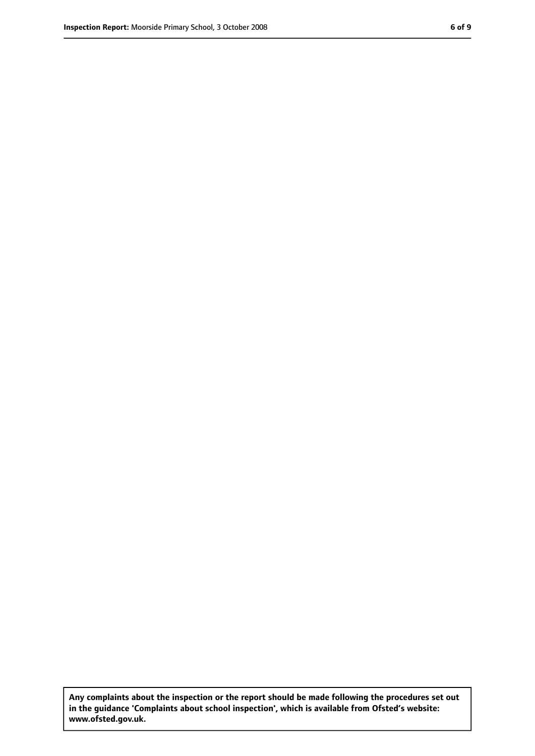**Any complaints about the inspection or the report should be made following the procedures set out in the guidance 'Complaints about school inspection', which is available from Ofsted's website: www.ofsted.gov.uk.**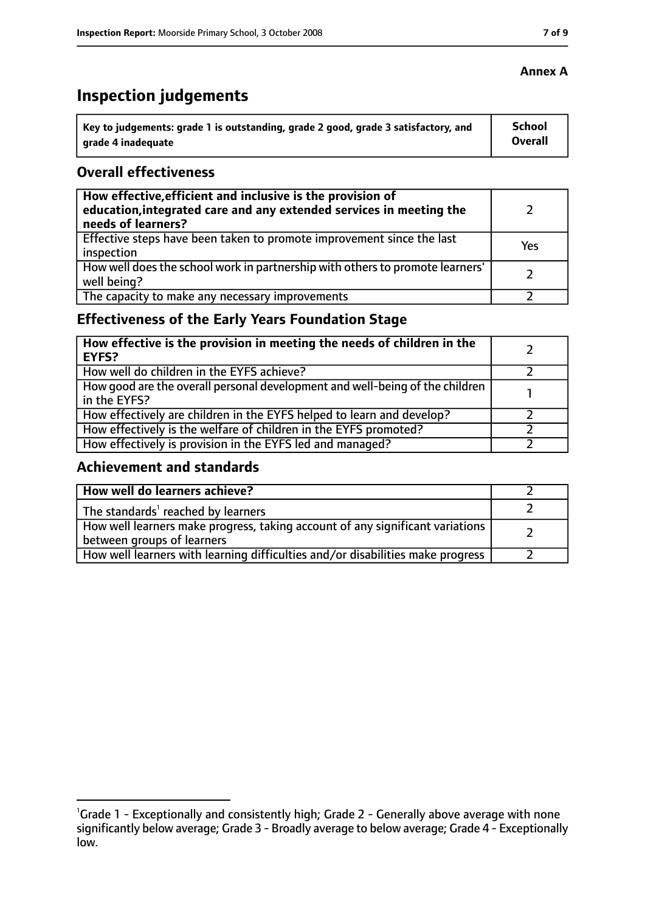**Annex A**

# Inspection judgements

| Key to judgements: grade 1 is outstanding, grade 2 good, grade 3 satisfactory, and grade 4 inadequate | School Overall |
|---|---|

## Overall effectiveness

| | |
|---|---|
| **How effective, efficient and inclusive is the provision of education, integrated care and any extended services in meeting the needs of learners?** | 2 |
| Effective steps have been taken to promote improvement since the last inspection | Yes |
| How well does the school work in partnership with others to promote learners' well being? | 2 |
| The capacity to make any necessary improvements | 2 |

## Effectiveness of the Early Years Foundation Stage

| | |
|---|---|
| **How effective is the provision in meeting the needs of children in the EYFS?** | 2 |
| How well do children in the EYFS achieve? | 2 |
| How good are the overall personal development and well-being of the children in the EYFS? | 1 |
| How effectively are children in the EYFS helped to learn and develop? | 2 |
| How effectively is the welfare of children in the EYFS promoted? | 2 |
| How effectively is provision in the EYFS led and managed? | 2 |

## Achievement and standards

| | |
|---|---|
| **How well do learners achieve?** | 2 |
| The standards[1] reached by learners | 2 |
| How well learners make progress, taking account of any significant variations between groups of learners | 2 |
| How well learners with learning difficulties and/or disabilities make progress | 2 |

[1]Grade 1 - Exceptionally and consistently high; Grade 2 - Generally above average with none significantly below average; Grade 3 - Broadly average to below average; Grade 4 - Exceptionally low.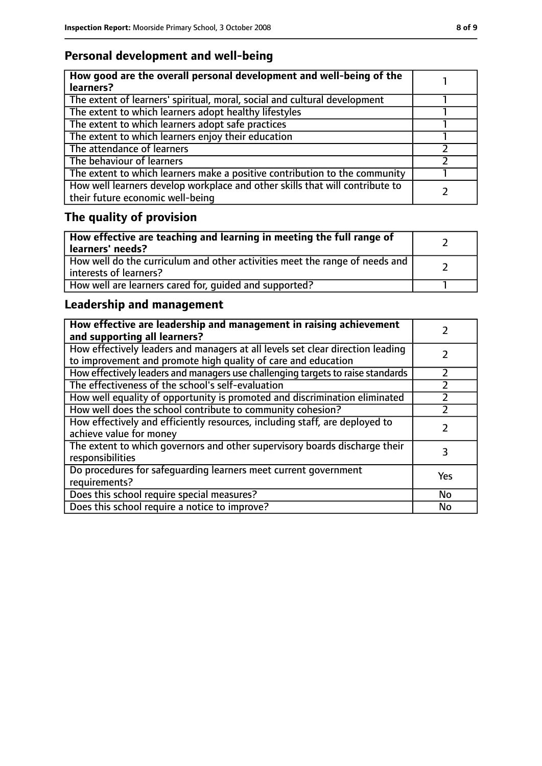## Personal development and well-being

| How good are the overall personal development and well-being of the learners? | 1 |
|---|---|
| The extent of learners' spiritual, moral, social and cultural development | 1 |
| The extent to which learners adopt healthy lifestyles | 1 |
| The extent to which learners adopt safe practices | 1 |
| The extent to which learners enjoy their education | 1 |
| The attendance of learners | 2 |
| The behaviour of learners | 2 |
| The extent to which learners make a positive contribution to the community | 1 |
| How well learners develop workplace and other skills that will contribute to their future economic well-being | 2 |

## The quality of provision

| How effective are teaching and learning in meeting the full range of learners' needs? | 2 |
|---|---|
| How well do the curriculum and other activities meet the range of needs and interests of learners? | 2 |
| How well are learners cared for, guided and supported? | 1 |

## Leadership and management

| How effective are leadership and management in raising achievement and supporting all learners? | 2 |
|---|---|
| How effectively leaders and managers at all levels set clear direction leading to improvement and promote high quality of care and education | 2 |
| How effectively leaders and managers use challenging targets to raise standards | 2 |
| The effectiveness of the school's self-evaluation | 2 |
| How well equality of opportunity is promoted and discrimination eliminated | 2 |
| How well does the school contribute to community cohesion? | 2 |
| How effectively and efficiently resources, including staff, are deployed to achieve value for money | 2 |
| The extent to which governors and other supervisory boards discharge their responsibilities | 3 |
| Do procedures for safeguarding learners meet current government requirements? | Yes |
| Does this school require special measures? | No |
| Does this school require a notice to improve? | No |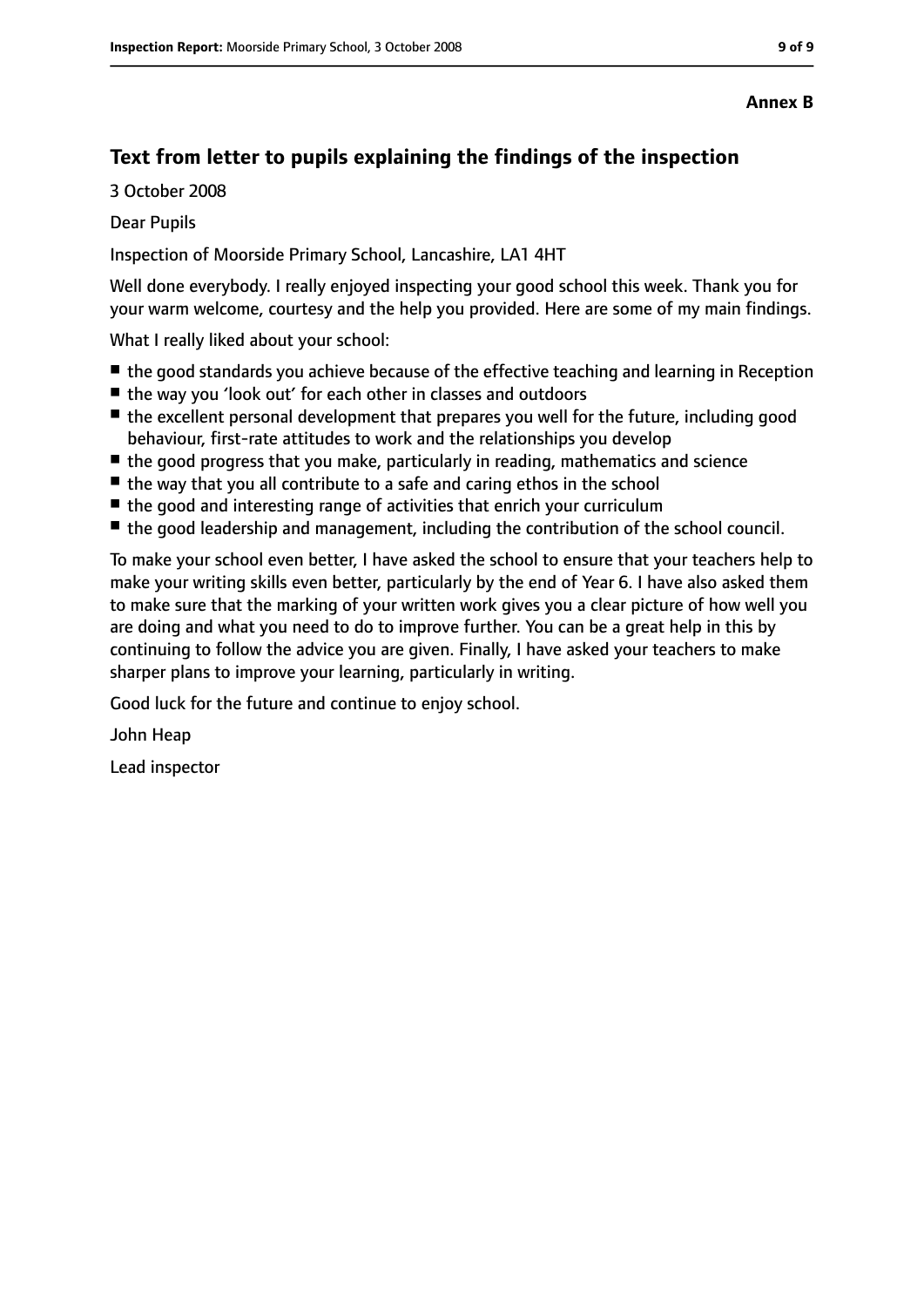**Annex B**

## Text from letter to pupils explaining the findings of the inspection

3 October 2008

Dear Pupils

Inspection of Moorside Primary School, Lancashire, LA1 4HT

Well done everybody. I really enjoyed inspecting your good school this week. Thank you for your warm welcome, courtesy and the help you provided. Here are some of my main findings.

What I really liked about your school:

- the good standards you achieve because of the effective teaching and learning in Reception
- the way you 'look out' for each other in classes and outdoors
- the excellent personal development that prepares you well for the future, including good behaviour, first-rate attitudes to work and the relationships you develop
- the good progress that you make, particularly in reading, mathematics and science
- the way that you all contribute to a safe and caring ethos in the school
- the good and interesting range of activities that enrich your curriculum
- the good leadership and management, including the contribution of the school council.

To make your school even better, I have asked the school to ensure that your teachers help to make your writing skills even better, particularly by the end of Year 6. I have also asked them to make sure that the marking of your written work gives you a clear picture of how well you are doing and what you need to do to improve further. You can be a great help in this by continuing to follow the advice you are given. Finally, I have asked your teachers to make sharper plans to improve your learning, particularly in writing.

Good luck for the future and continue to enjoy school.

John Heap

Lead inspector